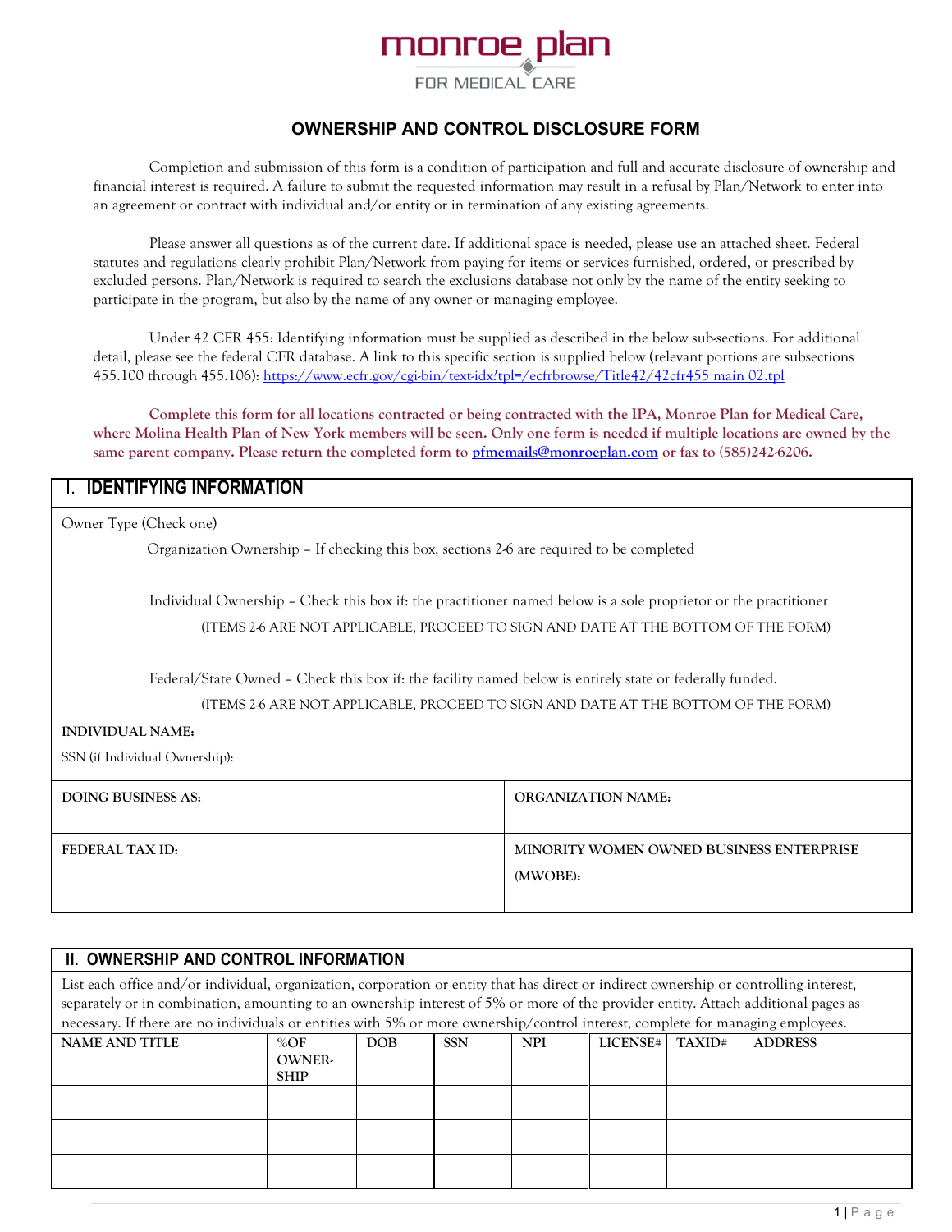monroe plan

FOR MEDICAL CARE

# OWNERSHIP AND CONTROL DISCLOSURE FORM

Completion and submission of this form is a condition of participation and full and accurate disclosure of ownership and financial interest is required. A failure to submit the requested information may result in a refusal by Plan/Network to enter into an agreement or contract with individual and/or entity or in termination of any existing agreements.

Please answer all questions as of the current date. If additional space is needed, please use an attached sheet. Federal statutes and regulations clearly prohibit Plan/Network from paying for items or services furnished, ordered, or prescribed by excluded persons. Plan/Network is required to search the exclusions database not only by the name of the entity seeking to participate in the program, but also by the name of any owner or managing employee.

Under 42 CFR 455: Identifying information must be supplied as described in the below sub-sections. For additional detail, please see the federal CFR database. A link to this specific section is supplied below (relevant portions are subsections 455.100 through 455.106): https://www.ecfr.gov/cgi-bin/text-idx?tpl=/ecfrbrowse/Title42/42cfr455 main 02.tpl

**Complete this form for all locations contracted or being contracted with the IPA, Monroe Plan for Medical Care, where Molina Health Plan of New York members will be seen. Only one form is needed if multiple locations are owned by the same parent company. Please return the completed form to pfmemails@monroeplan.com or fax to (585)242-6206.**

## I. IDENTIFYING INFORMATION

Owner Type (Check one)

Organization Ownership – If checking this box, sections 2-6 are required to be completed

Individual Ownership – Check this box if: the practitioner named below is a sole proprietor or the practitioner
(ITEMS 2-6 ARE NOT APPLICABLE, PROCEED TO SIGN AND DATE AT THE BOTTOM OF THE FORM)

Federal/State Owned – Check this box if: the facility named below is entirely state or federally funded.
(ITEMS 2-6 ARE NOT APPLICABLE, PROCEED TO SIGN AND DATE AT THE BOTTOM OF THE FORM)

**INDIVIDUAL NAME:**

SSN (if Individual Ownership):

| DOING BUSINESS AS: | ORGANIZATION NAME: |
|---|---|
| FEDERAL TAX ID: | MINORITY WOMEN OWNED BUSINESS ENTERPRISE (MWOBE): |

## II. OWNERSHIP AND CONTROL INFORMATION

List each office and/or individual, organization, corporation or entity that has direct or indirect ownership or controlling interest, separately or in combination, amounting to an ownership interest of 5% or more of the provider entity. Attach additional pages as necessary. If there are no individuals or entities with 5% or more ownership/control interest, complete for managing employees.

| NAME AND TITLE | %OF OWNER-SHIP | DOB | SSN | NPI | LICENSE# | TAXID# | ADDRESS |
|---|---|---|---|---|---|---|---|
| | | | | | | | |
| | | | | | | | |
| | | | | | | | |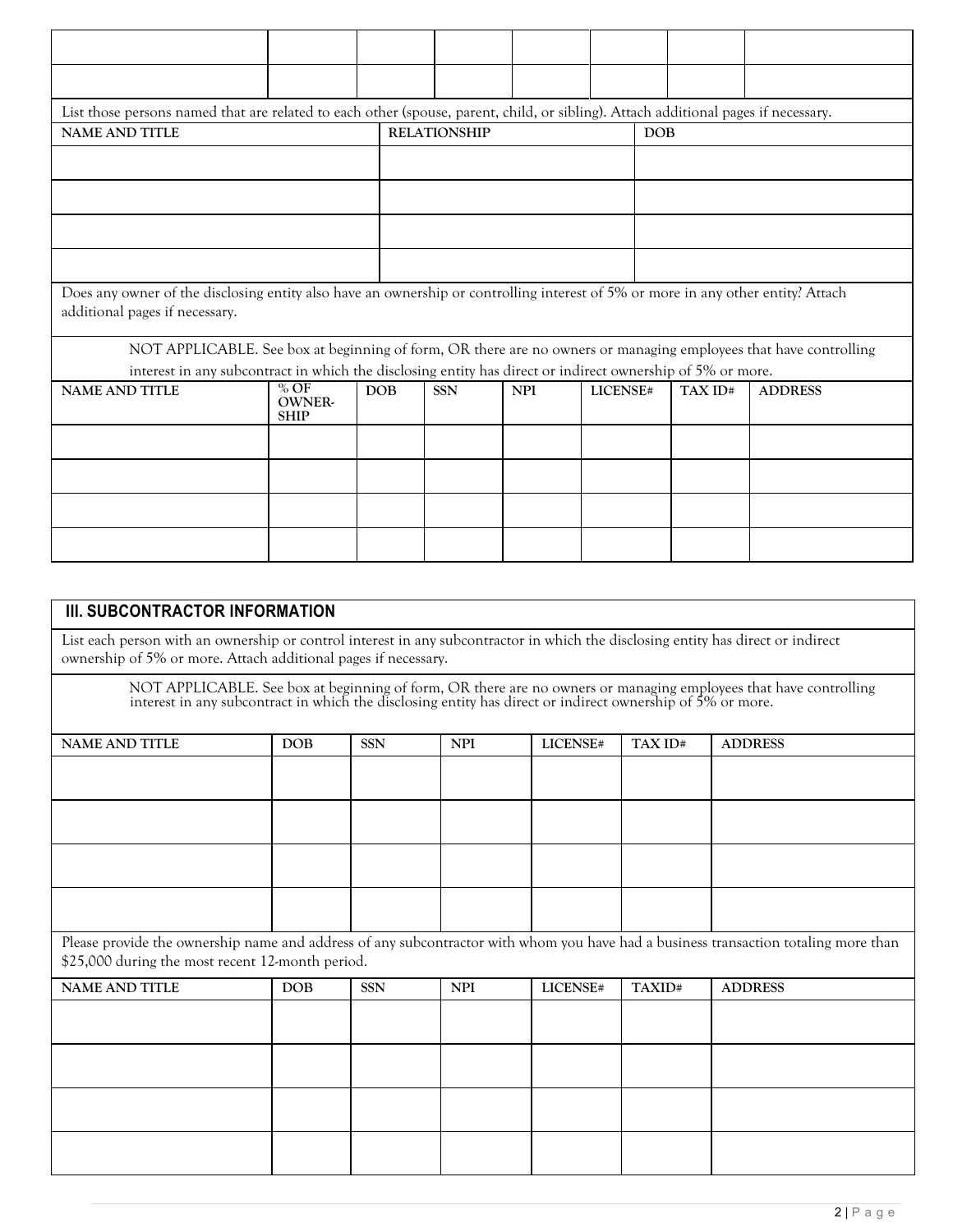| | | | | | | | |
|---|---|---|---|---|---|---|---|
| | | | | | | | |
| | | | | | | | |

List those persons named that are related to each other (spouse, parent, child, or sibling). Attach additional pages if necessary.

| NAME AND TITLE | RELATIONSHIP | DOB |
|---|---|---|
| | | |
| | | |
| | | |
| | | |

Does any owner of the disclosing entity also have an ownership or controlling interest of 5% or more in any other entity? Attach additional pages if necessary.

NOT APPLICABLE. See box at beginning of form, OR there are no owners or managing employees that have controlling interest in any subcontract in which the disclosing entity has direct or indirect ownership of 5% or more.

| NAME AND TITLE | % OF OWNER-SHIP | DOB | SSN | NPI | LICENSE# | TAX ID# | ADDRESS |
|---|---|---|---|---|---|---|---|
| | | | | | | | |
| | | | | | | | |
| | | | | | | | |
| | | | | | | | |

## III. SUBCONTRACTOR INFORMATION

List each person with an ownership or control interest in any subcontractor in which the disclosing entity has direct or indirect ownership of 5% or more. Attach additional pages if necessary.

NOT APPLICABLE. See box at beginning of form, OR there are no owners or managing employees that have controlling interest in any subcontract in which the disclosing entity has direct or indirect ownership of 5% or more.

| NAME AND TITLE | DOB | SSN | NPI | LICENSE# | TAX ID# | ADDRESS |
|---|---|---|---|---|---|---|
| | | | | | | |
| | | | | | | |
| | | | | | | |
| | | | | | | |

Please provide the ownership name and address of any subcontractor with whom you have had a business transaction totaling more than $25,000 during the most recent 12-month period.

| NAME AND TITLE | DOB | SSN | NPI | LICENSE# | TAXID# | ADDRESS |
|---|---|---|---|---|---|---|
| | | | | | | |
| | | | | | | |
| | | | | | | |
| | | | | | | |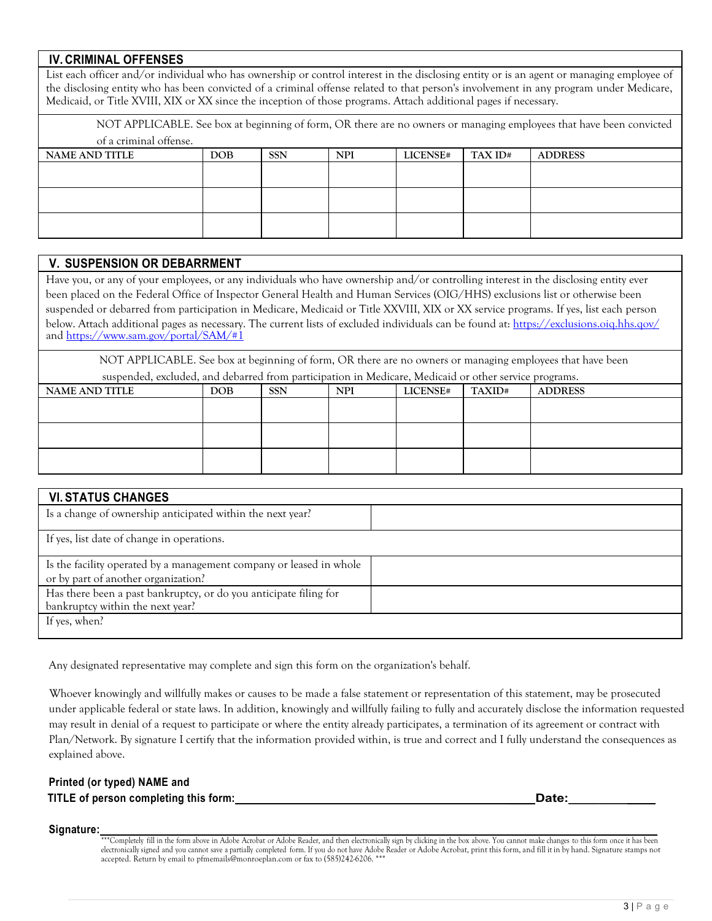## IV. CRIMINAL OFFENSES

List each officer and/or individual who has ownership or control interest in the disclosing entity or is an agent or managing employee of the disclosing entity who has been convicted of a criminal offense related to that person's involvement in any program under Medicare, Medicaid, or Title XVIII, XIX or XX since the inception of those programs. Attach additional pages if necessary.

NOT APPLICABLE. See box at beginning of form, OR there are no owners or managing employees that have been convicted of a criminal offense.

| NAME AND TITLE | DOB | SSN | NPI | LICENSE# | TAX ID# | ADDRESS |
|---|---|---|---|---|---|---|
| | | | | | | |
| | | | | | | |
| | | | | | | |

## V. SUSPENSION OR DEBARRMENT

Have you, or any of your employees, or any individuals who have ownership and/or controlling interest in the disclosing entity ever been placed on the Federal Office of Inspector General Health and Human Services (OIG/HHS) exclusions list or otherwise been suspended or debarred from participation in Medicare, Medicaid or Title XXVIII, XIX or XX service programs. If yes, list each person below. Attach additional pages as necessary. The current lists of excluded individuals can be found at: https://exclusions.oig.hhs.gov/ and https://www.sam.gov/portal/SAM/#1

NOT APPLICABLE. See box at beginning of form, OR there are no owners or managing employees that have been suspended, excluded, and debarred from participation in Medicare, Medicaid or other service programs.

| NAME AND TITLE | DOB | SSN | NPI | LICENSE# | TAXID# | ADDRESS |
|---|---|---|---|---|---|---|
| | | | | | | |
| | | | | | | |
| | | | | | | |

## VI. STATUS CHANGES

| | |
|---|---|
| Is a change of ownership anticipated within the next year? | |
| If yes, list date of change in operations. | |
| Is the facility operated by a management company or leased in whole or by part of another organization? | |
| Has there been a past bankruptcy, or do you anticipate filing for bankruptcy within the next year? | |
| If yes, when? | |

Any designated representative may complete and sign this form on the organization's behalf.

Whoever knowingly and willfully makes or causes to be made a false statement or representation of this statement, may be prosecuted under applicable federal or state laws. In addition, knowingly and willfully failing to fully and accurately disclose the information requested may result in denial of a request to participate or where the entity already participates, a termination of its agreement or contract with Plan/Network. By signature I certify that the information provided within, is true and correct and I fully understand the consequences as explained above.

**Printed (or typed) NAME and TITLE of person completing this form:**\_\_\_\_\_\_\_\_\_\_\_\_\_\_\_\_\_\_\_\_\_\_\_\_\_\_\_\_ **Date:**\_\_\_\_\_\_\_\_\_\_

**Signature:**\_\_\_\_\_\_\_\_\_\_\_\_\_\_\_\_\_\_\_\_\_\_\_\_\_\_\_\_\_\_\_\_\_\_\_\_\_\_\_\_

***Completely fill in the form above in Adobe Acrobat or Adobe Reader, and then electronically sign by clicking in the box above. You cannot make changes to this form once it has been electronically signed and you cannot save a partially completed form. If you do not have Adobe Reader or Adobe Acrobat, print this form, and fill it in by hand. Signature stamps not accepted. Return by email to pfmemails@monroeplan.com or fax to (585)242-6206. ***